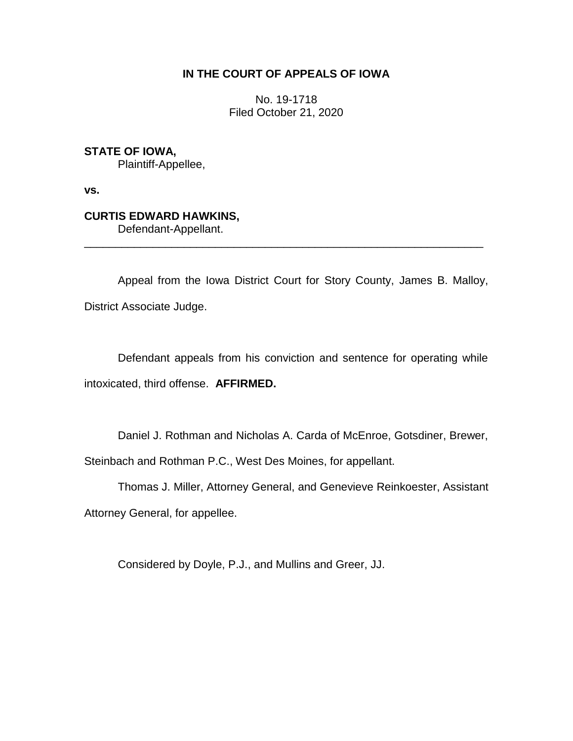**IN THE COURT OF APPEALS OF IOWA**

No. 19-1718
Filed October 21, 2020

**STATE OF IOWA,**
Plaintiff-Appellee,

**vs.**

**CURTIS EDWARD HAWKINS,**
Defendant-Appellant.

---

Appeal from the Iowa District Court for Story County, James B. Malloy, District Associate Judge.

Defendant appeals from his conviction and sentence for operating while intoxicated, third offense. **AFFIRMED.**

Daniel J. Rothman and Nicholas A. Carda of McEnroe, Gotsdiner, Brewer, Steinbach and Rothman P.C., West Des Moines, for appellant.

Thomas J. Miller, Attorney General, and Genevieve Reinkoester, Assistant Attorney General, for appellee.

Considered by Doyle, P.J., and Mullins and Greer, JJ.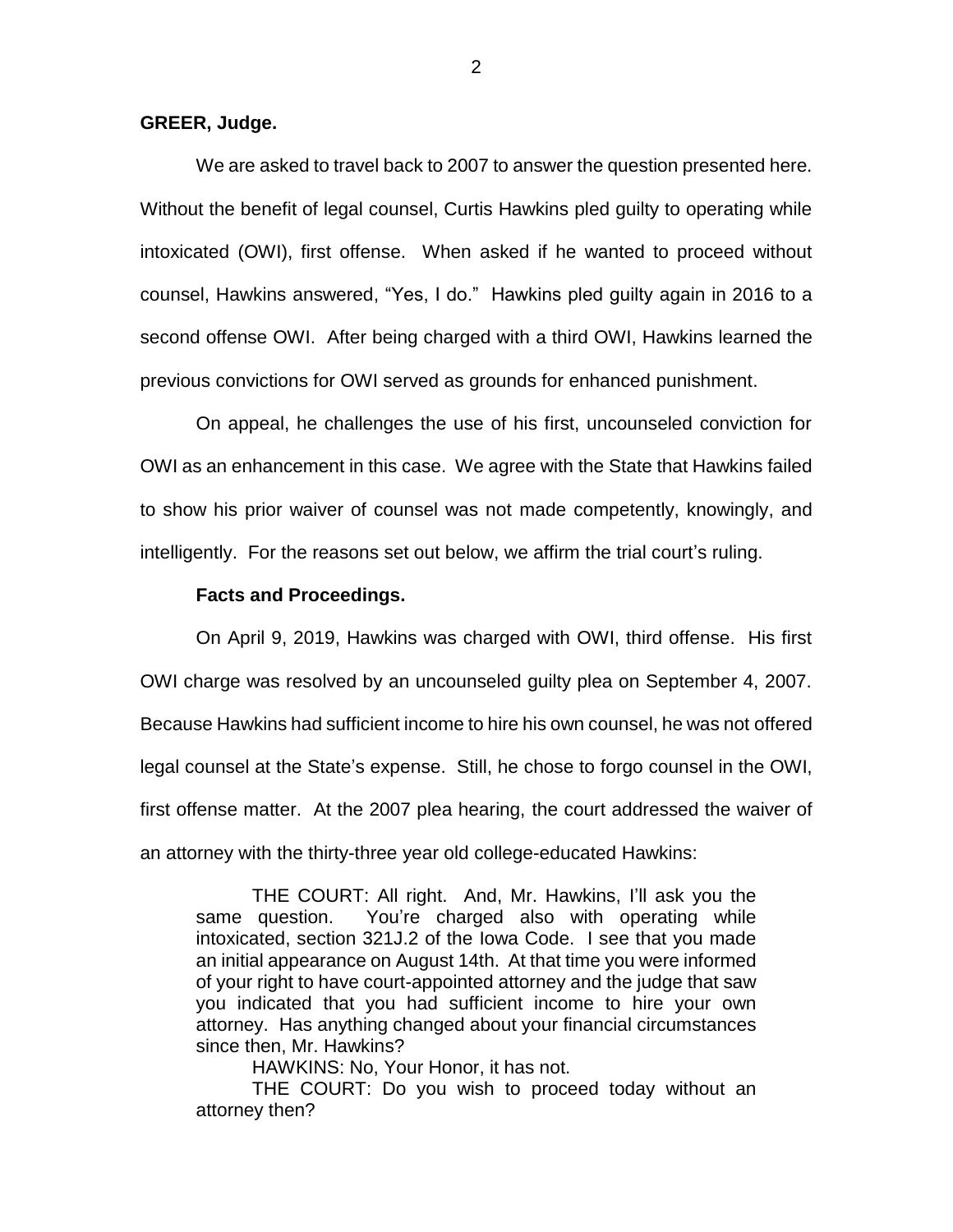**GREER, Judge.**

We are asked to travel back to 2007 to answer the question presented here. Without the benefit of legal counsel, Curtis Hawkins pled guilty to operating while intoxicated (OWI), first offense. When asked if he wanted to proceed without counsel, Hawkins answered, "Yes, I do." Hawkins pled guilty again in 2016 to a second offense OWI. After being charged with a third OWI, Hawkins learned the previous convictions for OWI served as grounds for enhanced punishment.

On appeal, he challenges the use of his first, uncounseled conviction for OWI as an enhancement in this case. We agree with the State that Hawkins failed to show his prior waiver of counsel was not made competently, knowingly, and intelligently. For the reasons set out below, we affirm the trial court's ruling.

**Facts and Proceedings.**

On April 9, 2019, Hawkins was charged with OWI, third offense. His first OWI charge was resolved by an uncounseled guilty plea on September 4, 2007. Because Hawkins had sufficient income to hire his own counsel, he was not offered legal counsel at the State's expense. Still, he chose to forgo counsel in the OWI, first offense matter. At the 2007 plea hearing, the court addressed the waiver of an attorney with the thirty-three year old college-educated Hawkins:

> THE COURT: All right. And, Mr. Hawkins, I'll ask you the same question. You're charged also with operating while intoxicated, section 321J.2 of the Iowa Code. I see that you made an initial appearance on August 14th. At that time you were informed of your right to have court-appointed attorney and the judge that saw you indicated that you had sufficient income to hire your own attorney. Has anything changed about your financial circumstances since then, Mr. Hawkins?
>
> HAWKINS: No, Your Honor, it has not.
>
> THE COURT: Do you wish to proceed today without an attorney then?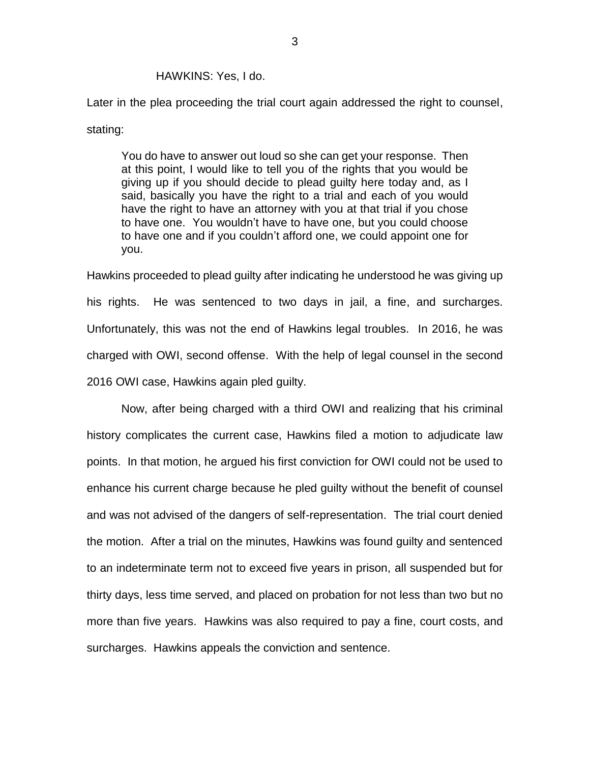HAWKINS: Yes, I do.

Later in the plea proceeding the trial court again addressed the right to counsel, stating:

> You do have to answer out loud so she can get your response. Then at this point, I would like to tell you of the rights that you would be giving up if you should decide to plead guilty here today and, as I said, basically you have the right to a trial and each of you would have the right to have an attorney with you at that trial if you chose to have one. You wouldn't have to have one, but you could choose to have one and if you couldn't afford one, we could appoint one for you.

Hawkins proceeded to plead guilty after indicating he understood he was giving up his rights. He was sentenced to two days in jail, a fine, and surcharges. Unfortunately, this was not the end of Hawkins legal troubles. In 2016, he was charged with OWI, second offense. With the help of legal counsel in the second 2016 OWI case, Hawkins again pled guilty.

Now, after being charged with a third OWI and realizing that his criminal history complicates the current case, Hawkins filed a motion to adjudicate law points. In that motion, he argued his first conviction for OWI could not be used to enhance his current charge because he pled guilty without the benefit of counsel and was not advised of the dangers of self-representation. The trial court denied the motion. After a trial on the minutes, Hawkins was found guilty and sentenced to an indeterminate term not to exceed five years in prison, all suspended but for thirty days, less time served, and placed on probation for not less than two but no more than five years. Hawkins was also required to pay a fine, court costs, and surcharges. Hawkins appeals the conviction and sentence.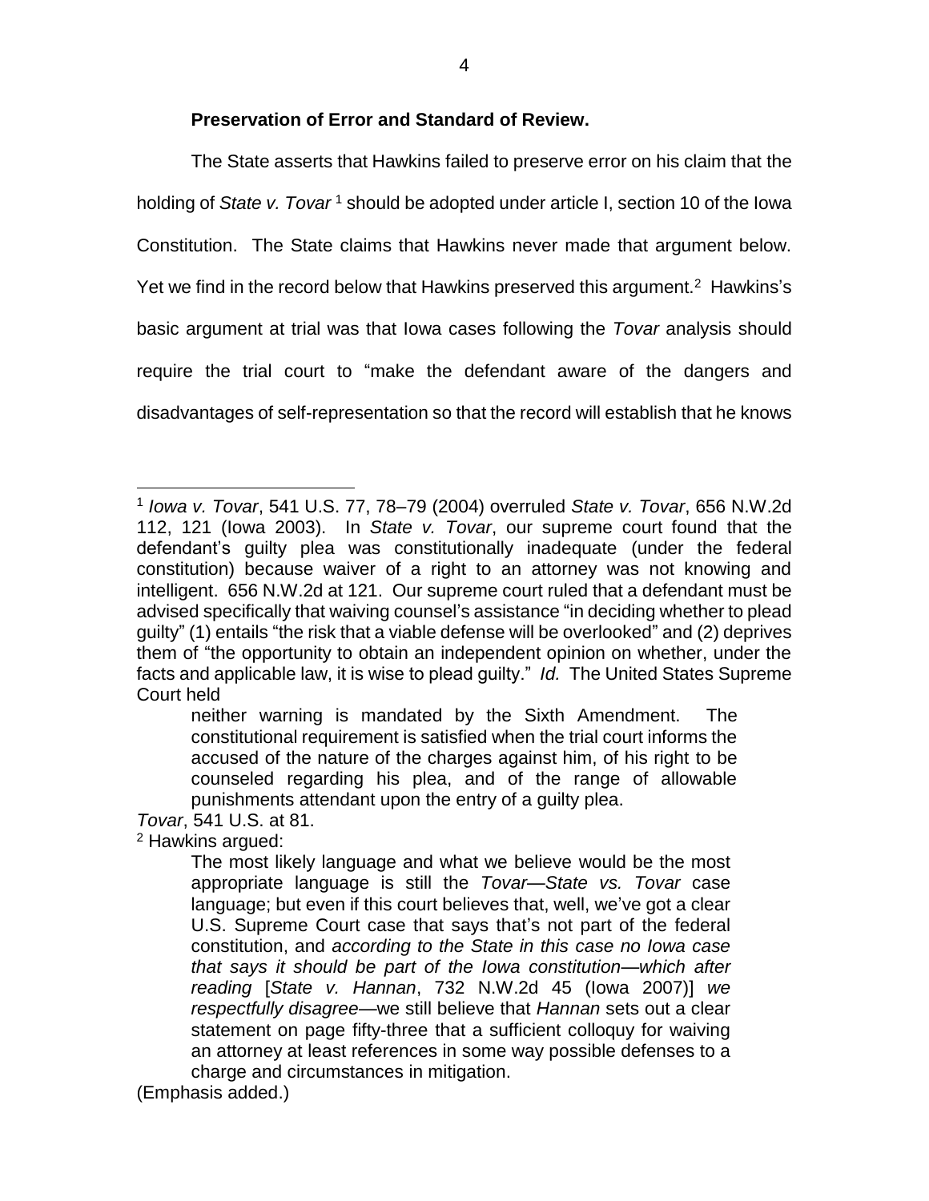**Preservation of Error and Standard of Review.**

The State asserts that Hawkins failed to preserve error on his claim that the holding of *State v. Tovar* [1] should be adopted under article I, section 10 of the Iowa Constitution. The State claims that Hawkins never made that argument below. Yet we find in the record below that Hawkins preserved this argument.[2] Hawkins's basic argument at trial was that Iowa cases following the *Tovar* analysis should require the trial court to "make the defendant aware of the dangers and disadvantages of self-representation so that the record will establish that he knows

---

[1] *Iowa v. Tovar*, 541 U.S. 77, 78–79 (2004) overruled *State v. Tovar*, 656 N.W.2d 112, 121 (Iowa 2003). In *State v. Tovar*, our supreme court found that the defendant's guilty plea was constitutionally inadequate (under the federal constitution) because waiver of a right to an attorney was not knowing and intelligent. 656 N.W.2d at 121. Our supreme court ruled that a defendant must be advised specifically that waiving counsel's assistance "in deciding whether to plead guilty" (1) entails "the risk that a viable defense will be overlooked" and (2) deprives them of "the opportunity to obtain an independent opinion on whether, under the facts and applicable law, it is wise to plead guilty." *Id.* The United States Supreme Court held

> neither warning is mandated by the Sixth Amendment. The constitutional requirement is satisfied when the trial court informs the accused of the nature of the charges against him, of his right to be counseled regarding his plea, and of the range of allowable punishments attendant upon the entry of a guilty plea.

*Tovar*, 541 U.S. at 81.

[2] Hawkins argued:

> The most likely language and what we believe would be the most appropriate language is still the *Tovar—State vs. Tovar* case language; but even if this court believes that, well, we've got a clear U.S. Supreme Court case that says that's not part of the federal constitution, and *according to the State in this case no Iowa case that says it should be part of the Iowa constitution—which after reading* [*State v. Hannan*, 732 N.W.2d 45 (Iowa 2007)] *we respectfully disagree*—we still believe that *Hannan* sets out a clear statement on page fifty-three that a sufficient colloquy for waiving an attorney at least references in some way possible defenses to a charge and circumstances in mitigation.

(Emphasis added.)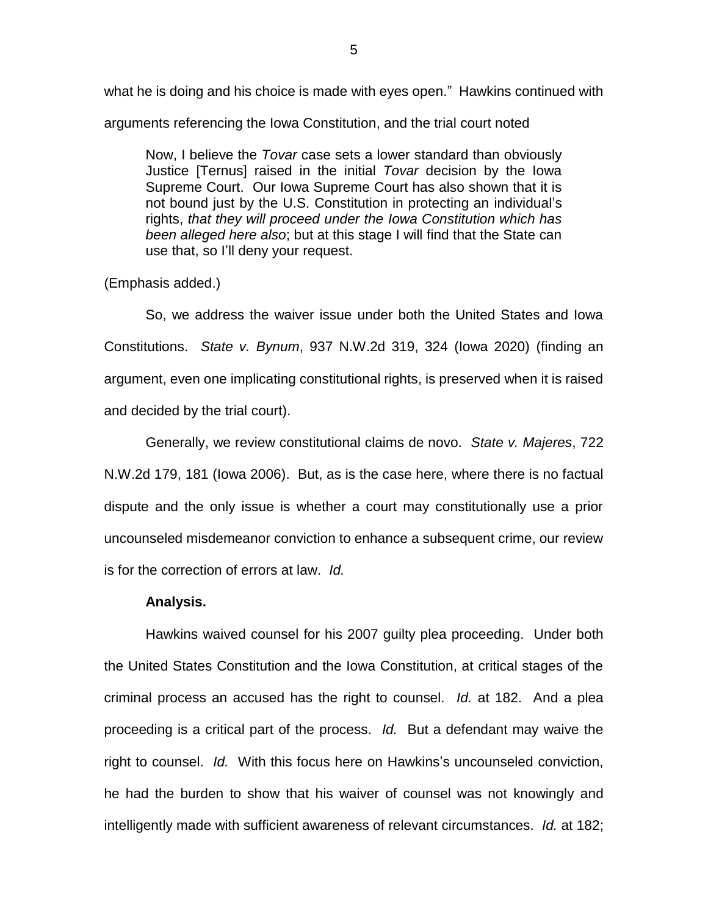what he is doing and his choice is made with eyes open." Hawkins continued with arguments referencing the Iowa Constitution, and the trial court noted

> Now, I believe the *Tovar* case sets a lower standard than obviously Justice [Ternus] raised in the initial *Tovar* decision by the Iowa Supreme Court. Our Iowa Supreme Court has also shown that it is not bound just by the U.S. Constitution in protecting an individual's rights, *that they will proceed under the Iowa Constitution which has been alleged here also*; but at this stage I will find that the State can use that, so I'll deny your request.

(Emphasis added.)

So, we address the waiver issue under both the United States and Iowa Constitutions. *State v. Bynum*, 937 N.W.2d 319, 324 (Iowa 2020) (finding an argument, even one implicating constitutional rights, is preserved when it is raised and decided by the trial court).

Generally, we review constitutional claims de novo. *State v. Majeres*, 722 N.W.2d 179, 181 (Iowa 2006). But, as is the case here, where there is no factual dispute and the only issue is whether a court may constitutionally use a prior uncounseled misdemeanor conviction to enhance a subsequent crime, our review is for the correction of errors at law. *Id.*

**Analysis.**

Hawkins waived counsel for his 2007 guilty plea proceeding. Under both the United States Constitution and the Iowa Constitution, at critical stages of the criminal process an accused has the right to counsel. *Id.* at 182. And a plea proceeding is a critical part of the process. *Id.* But a defendant may waive the right to counsel. *Id.* With this focus here on Hawkins's uncounseled conviction, he had the burden to show that his waiver of counsel was not knowingly and intelligently made with sufficient awareness of relevant circumstances. *Id.* at 182;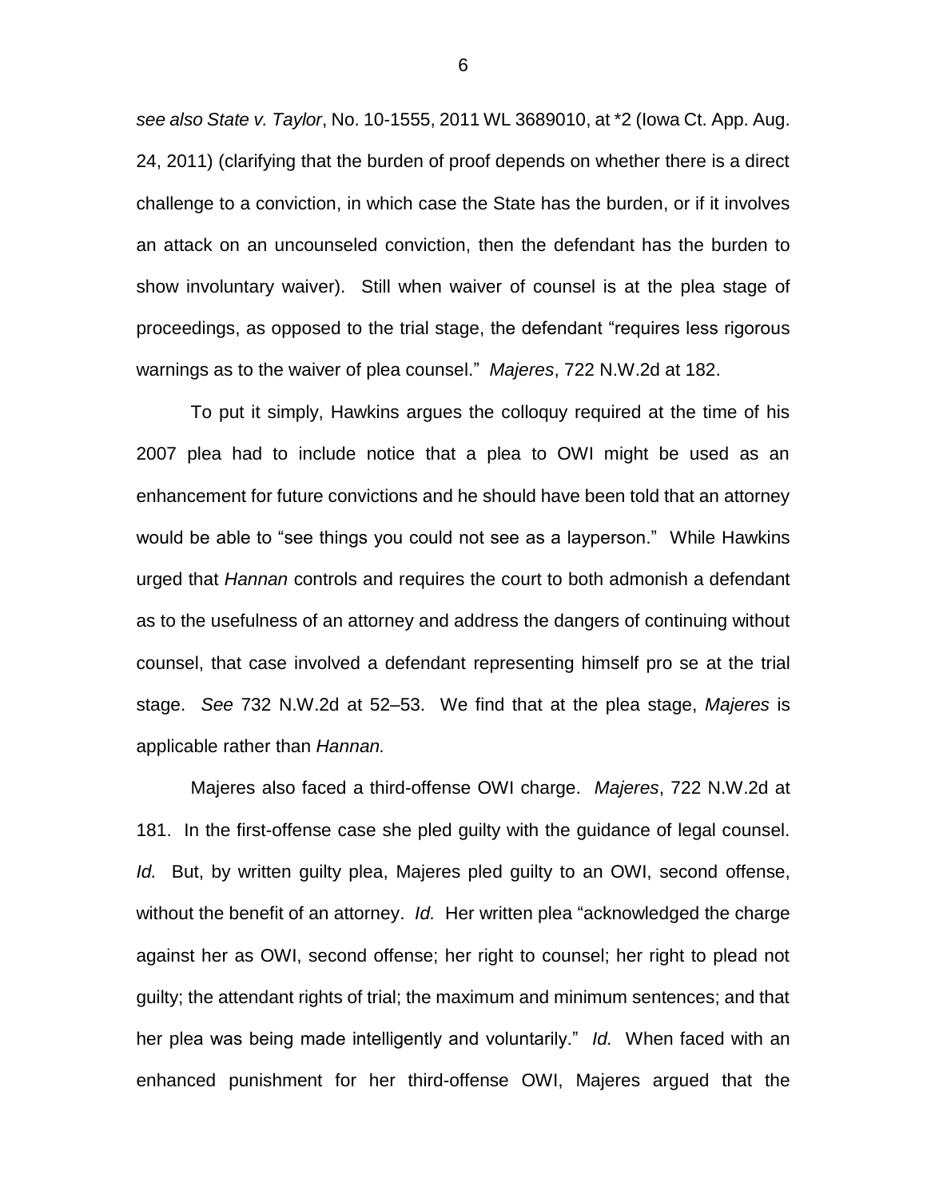*see also State v. Taylor*, No. 10-1555, 2011 WL 3689010, at *2 (Iowa Ct. App. Aug. 24, 2011) (clarifying that the burden of proof depends on whether there is a direct challenge to a conviction, in which case the State has the burden, or if it involves an attack on an uncounseled conviction, then the defendant has the burden to show involuntary waiver). Still when waiver of counsel is at the plea stage of proceedings, as opposed to the trial stage, the defendant "requires less rigorous warnings as to the waiver of plea counsel." *Majeres*, 722 N.W.2d at 182.

To put it simply, Hawkins argues the colloquy required at the time of his 2007 plea had to include notice that a plea to OWI might be used as an enhancement for future convictions and he should have been told that an attorney would be able to "see things you could not see as a layperson." While Hawkins urged that *Hannan* controls and requires the court to both admonish a defendant as to the usefulness of an attorney and address the dangers of continuing without counsel, that case involved a defendant representing himself pro se at the trial stage. *See* 732 N.W.2d at 52–53. We find that at the plea stage, *Majeres* is applicable rather than *Hannan.*

Majeres also faced a third-offense OWI charge. *Majeres*, 722 N.W.2d at 181. In the first-offense case she pled guilty with the guidance of legal counsel. *Id.* But, by written guilty plea, Majeres pled guilty to an OWI, second offense, without the benefit of an attorney. *Id.* Her written plea "acknowledged the charge against her as OWI, second offense; her right to counsel; her right to plead not guilty; the attendant rights of trial; the maximum and minimum sentences; and that her plea was being made intelligently and voluntarily." *Id.* When faced with an enhanced punishment for her third-offense OWI, Majeres argued that the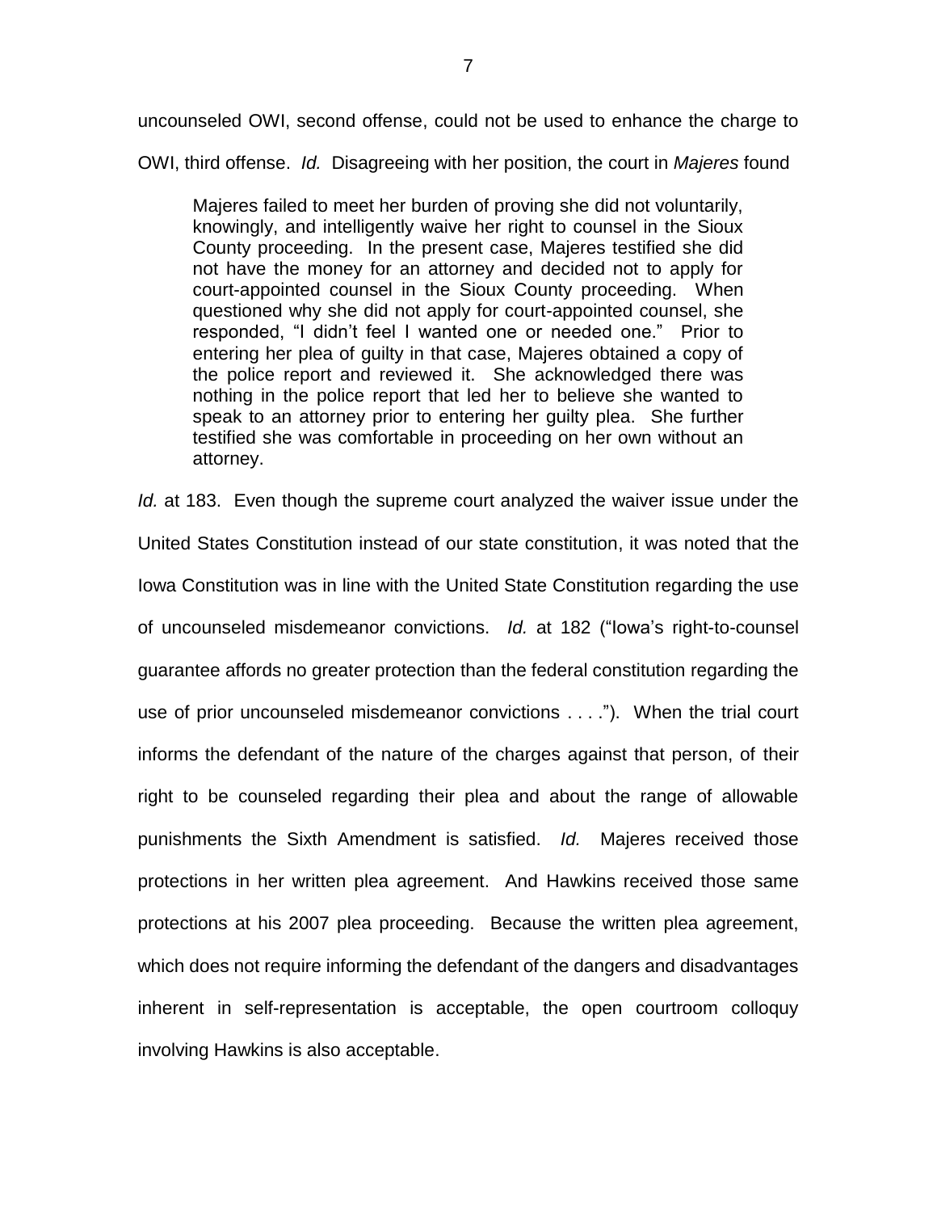uncounseled OWI, second offense, could not be used to enhance the charge to OWI, third offense. *Id.* Disagreeing with her position, the court in *Majeres* found

> Majeres failed to meet her burden of proving she did not voluntarily, knowingly, and intelligently waive her right to counsel in the Sioux County proceeding. In the present case, Majeres testified she did not have the money for an attorney and decided not to apply for court-appointed counsel in the Sioux County proceeding. When questioned why she did not apply for court-appointed counsel, she responded, "I didn't feel I wanted one or needed one." Prior to entering her plea of guilty in that case, Majeres obtained a copy of the police report and reviewed it. She acknowledged there was nothing in the police report that led her to believe she wanted to speak to an attorney prior to entering her guilty plea. She further testified she was comfortable in proceeding on her own without an attorney.

*Id.* at 183. Even though the supreme court analyzed the waiver issue under the United States Constitution instead of our state constitution, it was noted that the Iowa Constitution was in line with the United State Constitution regarding the use of uncounseled misdemeanor convictions. *Id.* at 182 ("Iowa's right-to-counsel guarantee affords no greater protection than the federal constitution regarding the use of prior uncounseled misdemeanor convictions . . . ."). When the trial court informs the defendant of the nature of the charges against that person, of their right to be counseled regarding their plea and about the range of allowable punishments the Sixth Amendment is satisfied. *Id.* Majeres received those protections in her written plea agreement. And Hawkins received those same protections at his 2007 plea proceeding. Because the written plea agreement, which does not require informing the defendant of the dangers and disadvantages inherent in self-representation is acceptable, the open courtroom colloquy involving Hawkins is also acceptable.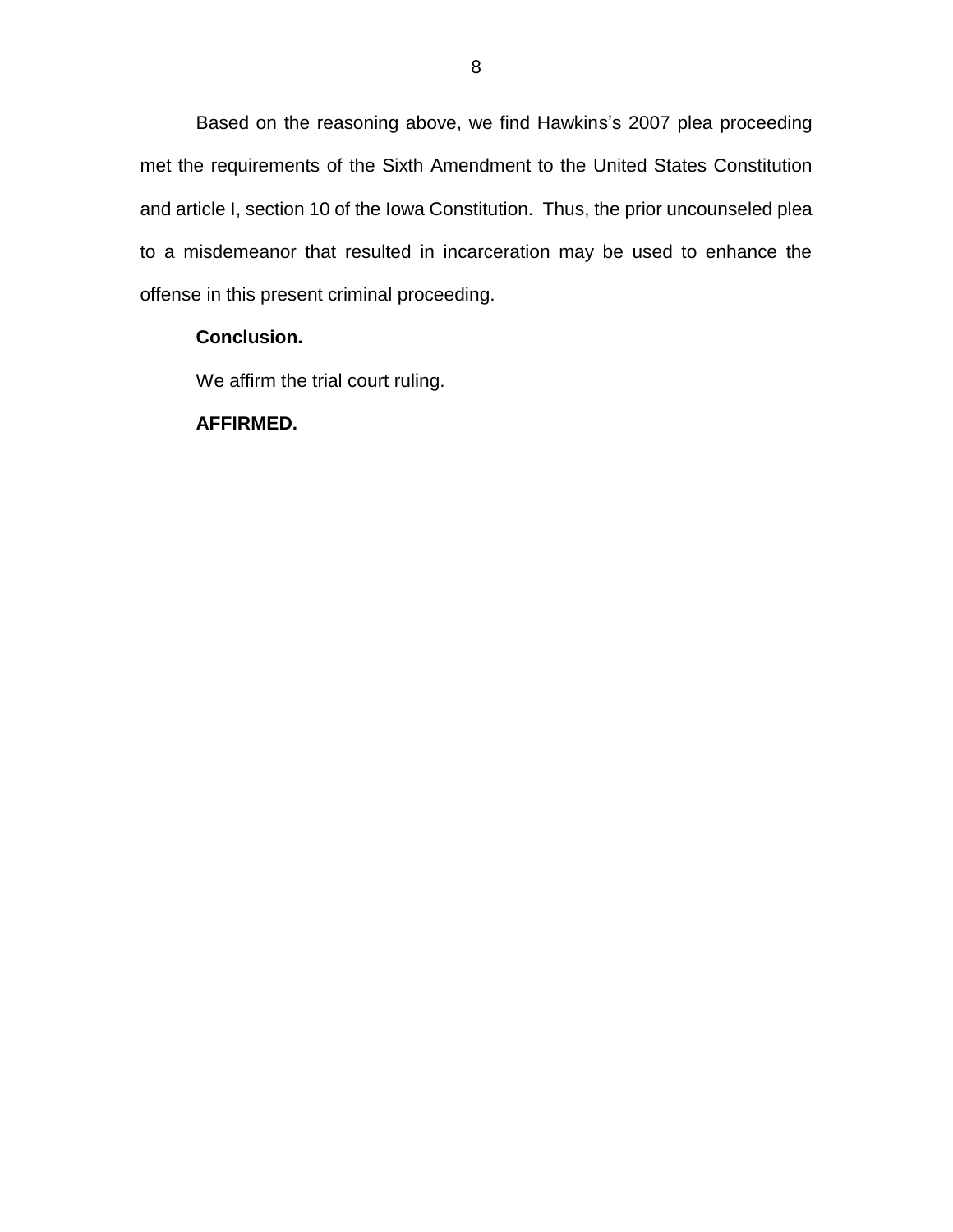Based on the reasoning above, we find Hawkins's 2007 plea proceeding met the requirements of the Sixth Amendment to the United States Constitution and article I, section 10 of the Iowa Constitution. Thus, the prior uncounseled plea to a misdemeanor that resulted in incarceration may be used to enhance the offense in this present criminal proceeding.

**Conclusion.**

We affirm the trial court ruling.

**AFFIRMED.**